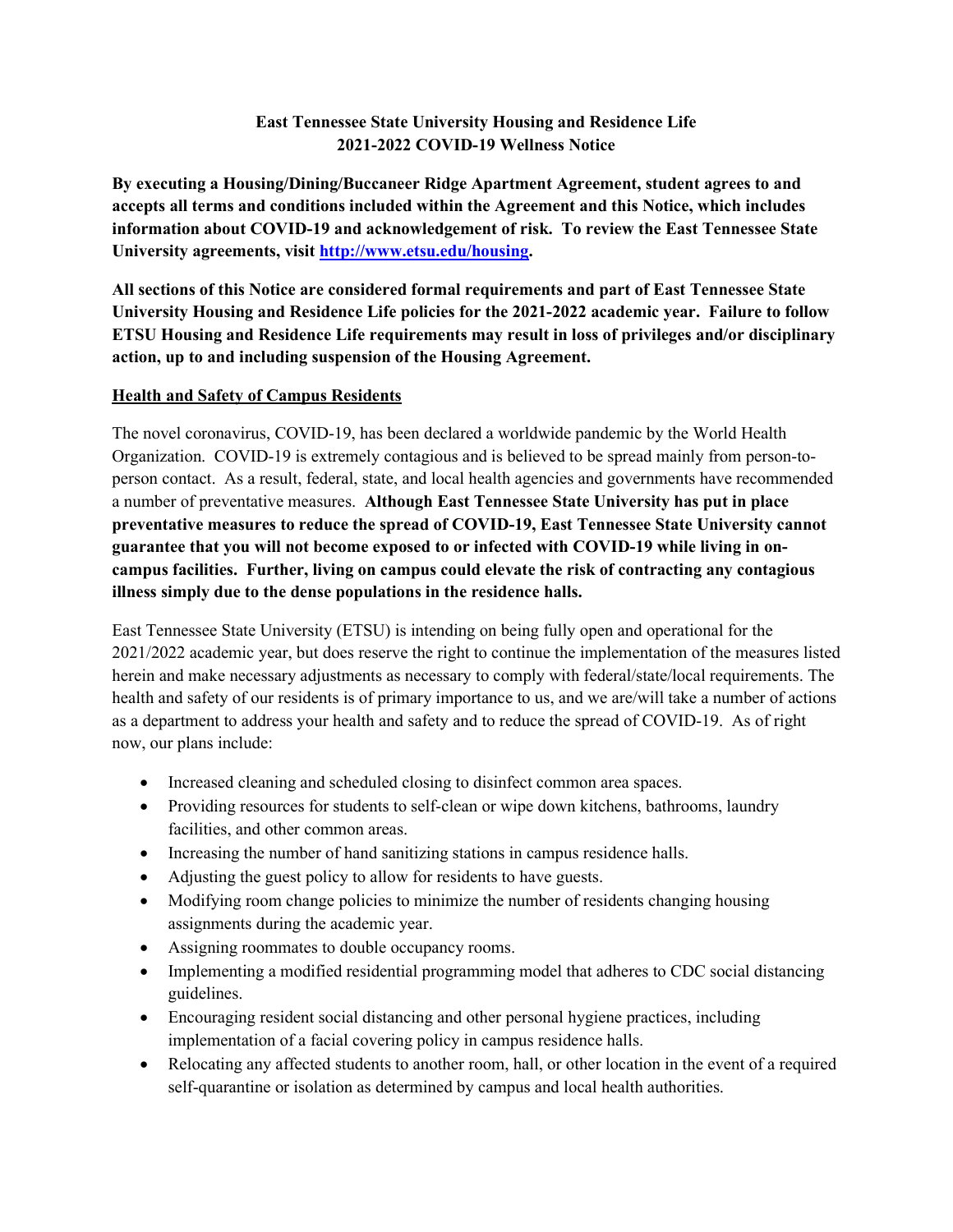**East Tennessee State University Housing and Residence Life**
**2021-2022 COVID-19 Wellness Notice**

**By executing a Housing/Dining/Buccaneer Ridge Apartment Agreement, student agrees to and accepts all terms and conditions included within the Agreement and this Notice, which includes information about COVID-19 and acknowledgement of risk. To review the East Tennessee State University agreements, visit [http://www.etsu.edu/housing](http://www.etsu.edu/housing).**

**All sections of this Notice are considered formal requirements and part of East Tennessee State University Housing and Residence Life policies for the 2021-2022 academic year. Failure to follow ETSU Housing and Residence Life requirements may result in loss of privileges and/or disciplinary action, up to and including suspension of the Housing Agreement.**

## Health and Safety of Campus Residents

The novel coronavirus, COVID-19, has been declared a worldwide pandemic by the World Health Organization. COVID-19 is extremely contagious and is believed to be spread mainly from person-to-person contact. As a result, federal, state, and local health agencies and governments have recommended a number of preventative measures. **Although East Tennessee State University has put in place preventative measures to reduce the spread of COVID-19, East Tennessee State University cannot guarantee that you will not become exposed to or infected with COVID-19 while living in on-campus facilities. Further, living on campus could elevate the risk of contracting any contagious illness simply due to the dense populations in the residence halls.**

East Tennessee State University (ETSU) is intending on being fully open and operational for the 2021/2022 academic year, but does reserve the right to continue the implementation of the measures listed herein and make necessary adjustments as necessary to comply with federal/state/local requirements. The health and safety of our residents is of primary importance to us, and we are/will take a number of actions as a department to address your health and safety and to reduce the spread of COVID-19. As of right now, our plans include:

- Increased cleaning and scheduled closing to disinfect common area spaces.
- Providing resources for students to self-clean or wipe down kitchens, bathrooms, laundry facilities, and other common areas.
- Increasing the number of hand sanitizing stations in campus residence halls.
- Adjusting the guest policy to allow for residents to have guests.
- Modifying room change policies to minimize the number of residents changing housing assignments during the academic year.
- Assigning roommates to double occupancy rooms.
- Implementing a modified residential programming model that adheres to CDC social distancing guidelines.
- Encouraging resident social distancing and other personal hygiene practices, including implementation of a facial covering policy in campus residence halls.
- Relocating any affected students to another room, hall, or other location in the event of a required self-quarantine or isolation as determined by campus and local health authorities.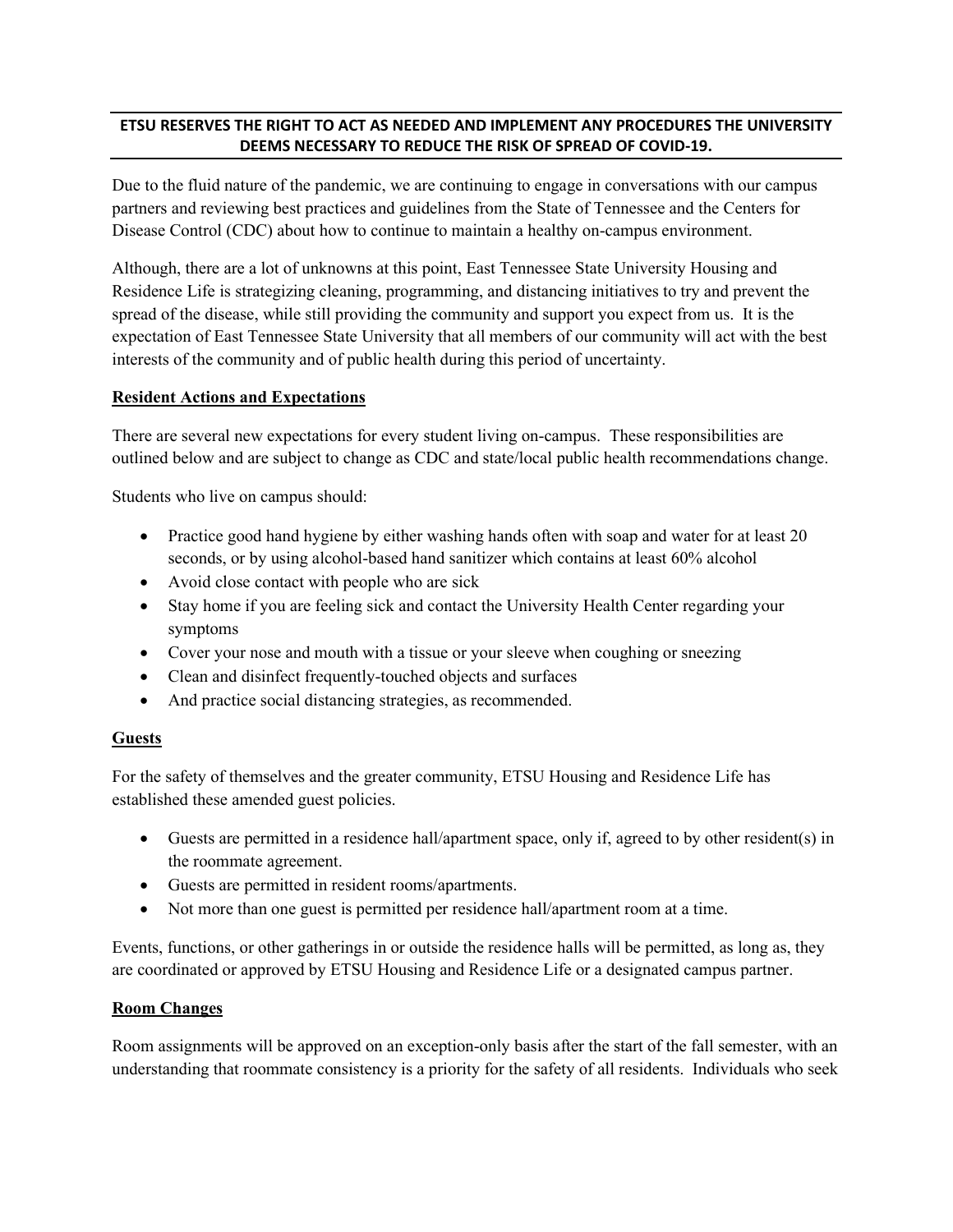**ETSU RESERVES THE RIGHT TO ACT AS NEEDED AND IMPLEMENT ANY PROCEDURES THE UNIVERSITY DEEMS NECESSARY TO REDUCE THE RISK OF SPREAD OF COVID-19.**

Due to the fluid nature of the pandemic, we are continuing to engage in conversations with our campus partners and reviewing best practices and guidelines from the State of Tennessee and the Centers for Disease Control (CDC) about how to continue to maintain a healthy on-campus environment.

Although, there are a lot of unknowns at this point, East Tennessee State University Housing and Residence Life is strategizing cleaning, programming, and distancing initiatives to try and prevent the spread of the disease, while still providing the community and support you expect from us. It is the expectation of East Tennessee State University that all members of our community will act with the best interests of the community and of public health during this period of uncertainty.

## Resident Actions and Expectations

There are several new expectations for every student living on-campus. These responsibilities are outlined below and are subject to change as CDC and state/local public health recommendations change.

Students who live on campus should:

- Practice good hand hygiene by either washing hands often with soap and water for at least 20 seconds, or by using alcohol-based hand sanitizer which contains at least 60% alcohol
- Avoid close contact with people who are sick
- Stay home if you are feeling sick and contact the University Health Center regarding your symptoms
- Cover your nose and mouth with a tissue or your sleeve when coughing or sneezing
- Clean and disinfect frequently-touched objects and surfaces
- And practice social distancing strategies, as recommended.

## Guests

For the safety of themselves and the greater community, ETSU Housing and Residence Life has established these amended guest policies.

- Guests are permitted in a residence hall/apartment space, only if, agreed to by other resident(s) in the roommate agreement.
- Guests are permitted in resident rooms/apartments.
- Not more than one guest is permitted per residence hall/apartment room at a time.

Events, functions, or other gatherings in or outside the residence halls will be permitted, as long as, they are coordinated or approved by ETSU Housing and Residence Life or a designated campus partner.

## Room Changes

Room assignments will be approved on an exception-only basis after the start of the fall semester, with an understanding that roommate consistency is a priority for the safety of all residents. Individuals who seek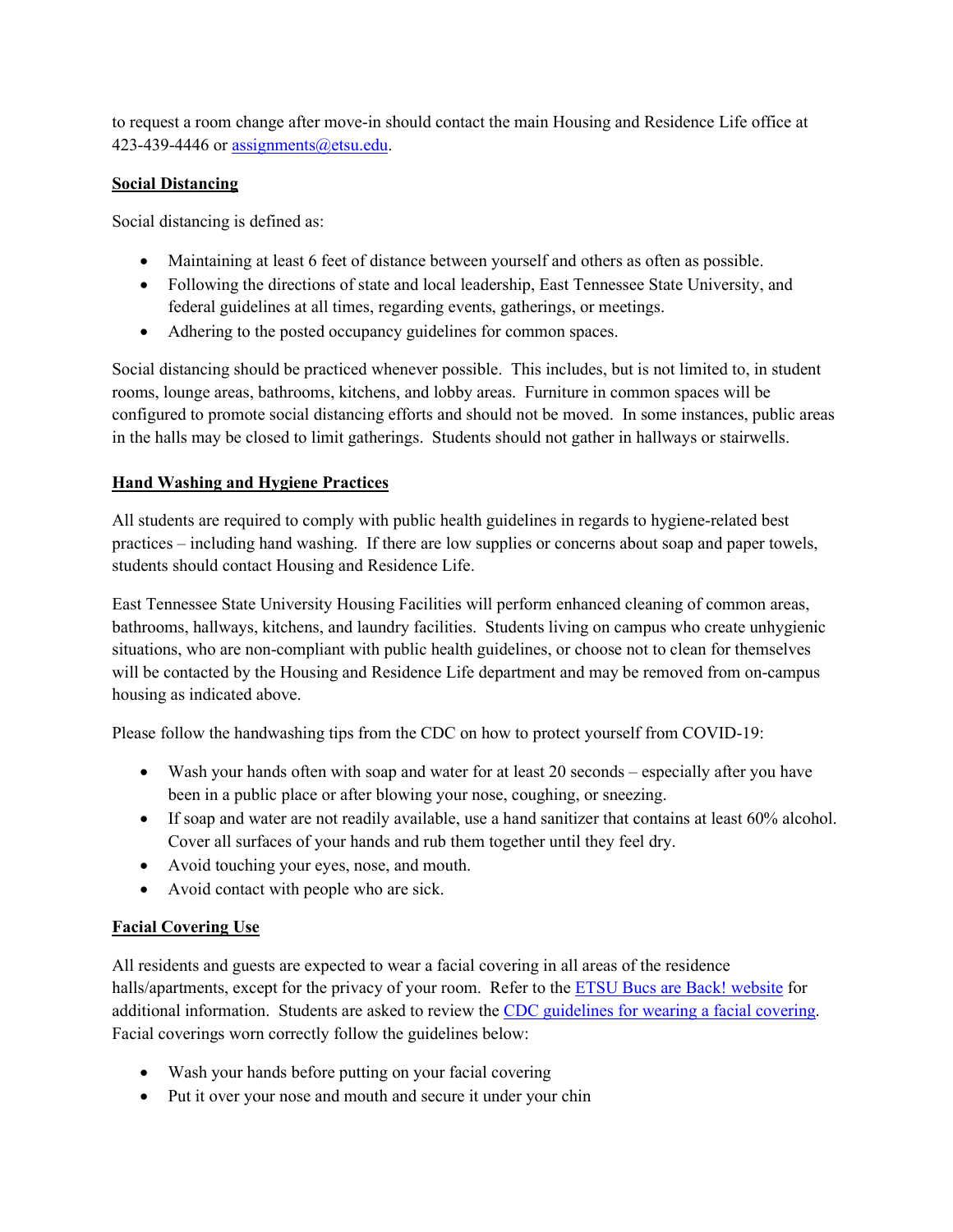to request a room change after move-in should contact the main Housing and Residence Life office at 423-439-4446 or [assignments@etsu.edu](mailto:assignments@etsu.edu).

## Social Distancing

Social distancing is defined as:

- Maintaining at least 6 feet of distance between yourself and others as often as possible.
- Following the directions of state and local leadership, East Tennessee State University, and federal guidelines at all times, regarding events, gatherings, or meetings.
- Adhering to the posted occupancy guidelines for common spaces.

Social distancing should be practiced whenever possible. This includes, but is not limited to, in student rooms, lounge areas, bathrooms, kitchens, and lobby areas. Furniture in common spaces will be configured to promote social distancing efforts and should not be moved. In some instances, public areas in the halls may be closed to limit gatherings. Students should not gather in hallways or stairwells.

## Hand Washing and Hygiene Practices

All students are required to comply with public health guidelines in regards to hygiene-related best practices – including hand washing. If there are low supplies or concerns about soap and paper towels, students should contact Housing and Residence Life.

East Tennessee State University Housing Facilities will perform enhanced cleaning of common areas, bathrooms, hallways, kitchens, and laundry facilities. Students living on campus who create unhygienic situations, who are non-compliant with public health guidelines, or choose not to clean for themselves will be contacted by the Housing and Residence Life department and may be removed from on-campus housing as indicated above.

Please follow the handwashing tips from the CDC on how to protect yourself from COVID-19:

- Wash your hands often with soap and water for at least 20 seconds – especially after you have been in a public place or after blowing your nose, coughing, or sneezing.
- If soap and water are not readily available, use a hand sanitizer that contains at least 60% alcohol. Cover all surfaces of your hands and rub them together until they feel dry.
- Avoid touching your eyes, nose, and mouth.
- Avoid contact with people who are sick.

## Facial Covering Use

All residents and guests are expected to wear a facial covering in all areas of the residence halls/apartments, except for the privacy of your room. Refer to the ETSU Bucs are Back! website for additional information. Students are asked to review the CDC guidelines for wearing a facial covering. Facial coverings worn correctly follow the guidelines below:

- Wash your hands before putting on your facial covering
- Put it over your nose and mouth and secure it under your chin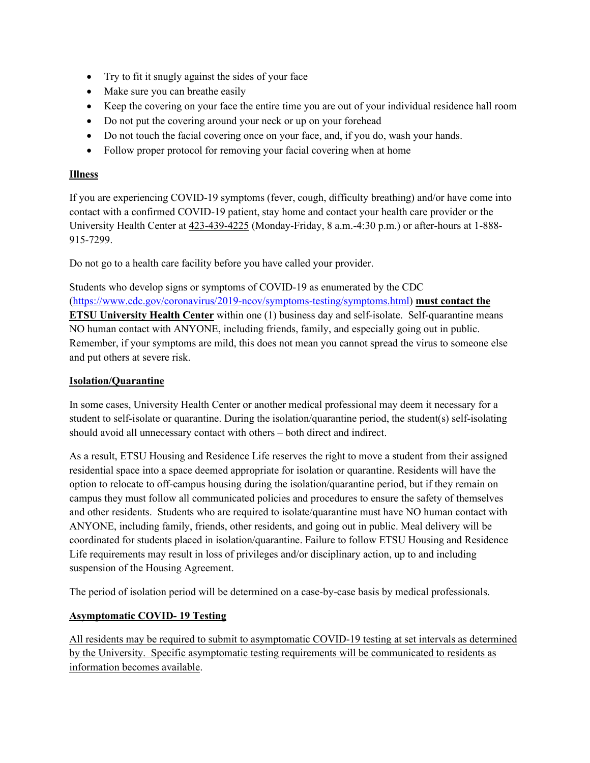- Try to fit it snugly against the sides of your face
- Make sure you can breathe easily
- Keep the covering on your face the entire time you are out of your individual residence hall room
- Do not put the covering around your neck or up on your forehead
- Do not touch the facial covering once on your face, and, if you do, wash your hands.
- Follow proper protocol for removing your facial covering when at home

**Illness**

If you are experiencing COVID-19 symptoms (fever, cough, difficulty breathing) and/or have come into contact with a confirmed COVID-19 patient, stay home and contact your health care provider or the University Health Center at 423-439-4225 (Monday-Friday, 8 a.m.-4:30 p.m.) or after-hours at 1-888-915-7299.

Do not go to a health care facility before you have called your provider.

Students who develop signs or symptoms of COVID-19 as enumerated by the CDC (https://www.cdc.gov/coronavirus/2019-ncov/symptoms-testing/symptoms.html) **must contact the ETSU University Health Center** within one (1) business day and self-isolate. Self-quarantine means NO human contact with ANYONE, including friends, family, and especially going out in public. Remember, if your symptoms are mild, this does not mean you cannot spread the virus to someone else and put others at severe risk.

**Isolation/Quarantine**

In some cases, University Health Center or another medical professional may deem it necessary for a student to self-isolate or quarantine. During the isolation/quarantine period, the student(s) self-isolating should avoid all unnecessary contact with others – both direct and indirect.

As a result, ETSU Housing and Residence Life reserves the right to move a student from their assigned residential space into a space deemed appropriate for isolation or quarantine. Residents will have the option to relocate to off-campus housing during the isolation/quarantine period, but if they remain on campus they must follow all communicated policies and procedures to ensure the safety of themselves and other residents. Students who are required to isolate/quarantine must have NO human contact with ANYONE, including family, friends, other residents, and going out in public. Meal delivery will be coordinated for students placed in isolation/quarantine. Failure to follow ETSU Housing and Residence Life requirements may result in loss of privileges and/or disciplinary action, up to and including suspension of the Housing Agreement.

The period of isolation period will be determined on a case-by-case basis by medical professionals.

**Asymptomatic COVID- 19 Testing**

All residents may be required to submit to asymptomatic COVID-19 testing at set intervals as determined by the University. Specific asymptomatic testing requirements will be communicated to residents as information becomes available.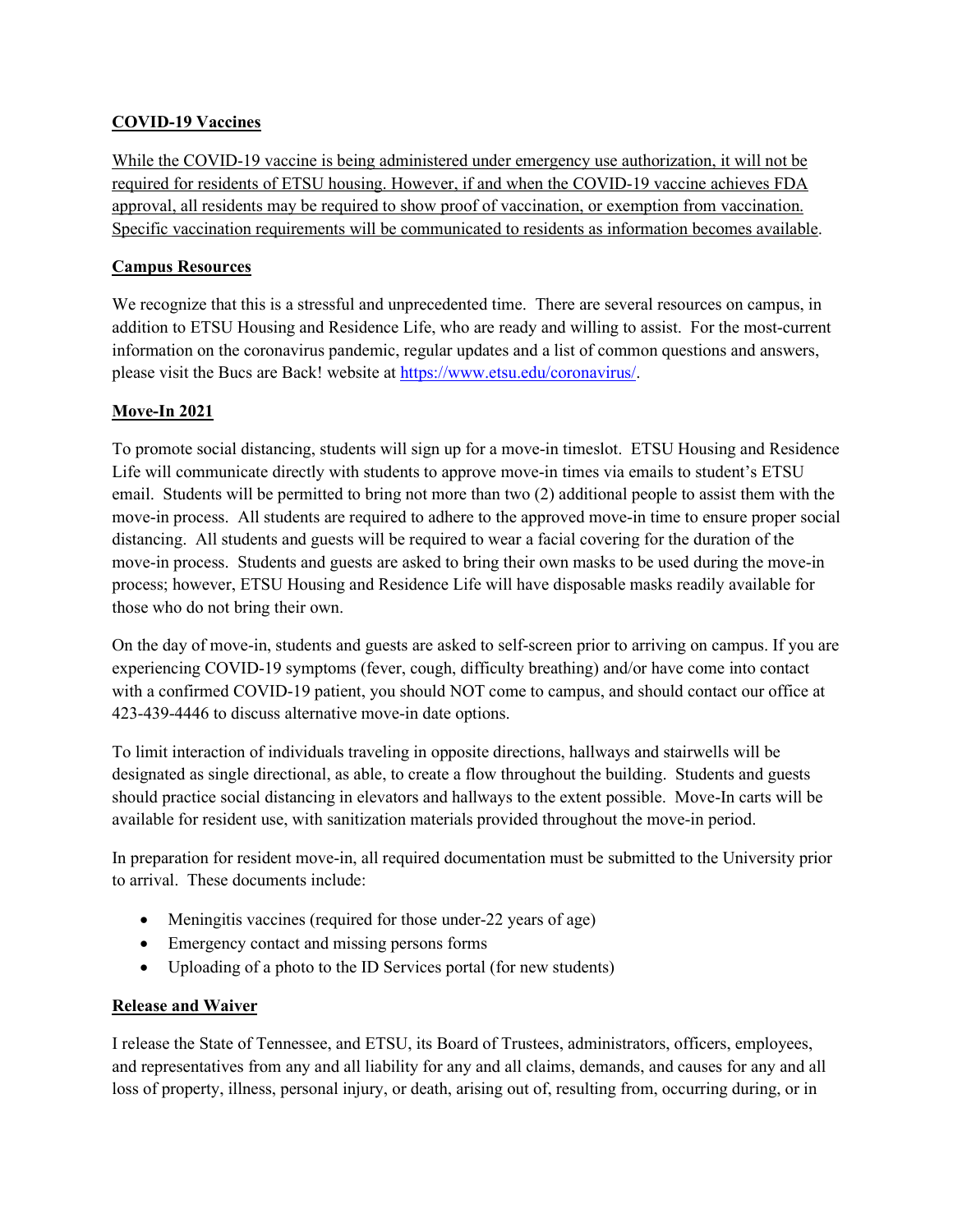## COVID-19 Vaccines

While the COVID-19 vaccine is being administered under emergency use authorization, it will not be required for residents of ETSU housing. However, if and when the COVID-19 vaccine achieves FDA approval, all residents may be required to show proof of vaccination, or exemption from vaccination. Specific vaccination requirements will be communicated to residents as information becomes available.

## Campus Resources

We recognize that this is a stressful and unprecedented time. There are several resources on campus, in addition to ETSU Housing and Residence Life, who are ready and willing to assist. For the most-current information on the coronavirus pandemic, regular updates and a list of common questions and answers, please visit the Bucs are Back! website at https://www.etsu.edu/coronavirus/.

## Move-In 2021

To promote social distancing, students will sign up for a move-in timeslot. ETSU Housing and Residence Life will communicate directly with students to approve move-in times via emails to student's ETSU email. Students will be permitted to bring not more than two (2) additional people to assist them with the move-in process. All students are required to adhere to the approved move-in time to ensure proper social distancing. All students and guests will be required to wear a facial covering for the duration of the move-in process. Students and guests are asked to bring their own masks to be used during the move-in process; however, ETSU Housing and Residence Life will have disposable masks readily available for those who do not bring their own.

On the day of move-in, students and guests are asked to self-screen prior to arriving on campus. If you are experiencing COVID-19 symptoms (fever, cough, difficulty breathing) and/or have come into contact with a confirmed COVID-19 patient, you should NOT come to campus, and should contact our office at 423-439-4446 to discuss alternative move-in date options.

To limit interaction of individuals traveling in opposite directions, hallways and stairwells will be designated as single directional, as able, to create a flow throughout the building. Students and guests should practice social distancing in elevators and hallways to the extent possible. Move-In carts will be available for resident use, with sanitization materials provided throughout the move-in period.

In preparation for resident move-in, all required documentation must be submitted to the University prior to arrival. These documents include:

- Meningitis vaccines (required for those under-22 years of age)
- Emergency contact and missing persons forms
- Uploading of a photo to the ID Services portal (for new students)

## Release and Waiver

I release the State of Tennessee, and ETSU, its Board of Trustees, administrators, officers, employees, and representatives from any and all liability for any and all claims, demands, and causes for any and all loss of property, illness, personal injury, or death, arising out of, resulting from, occurring during, or in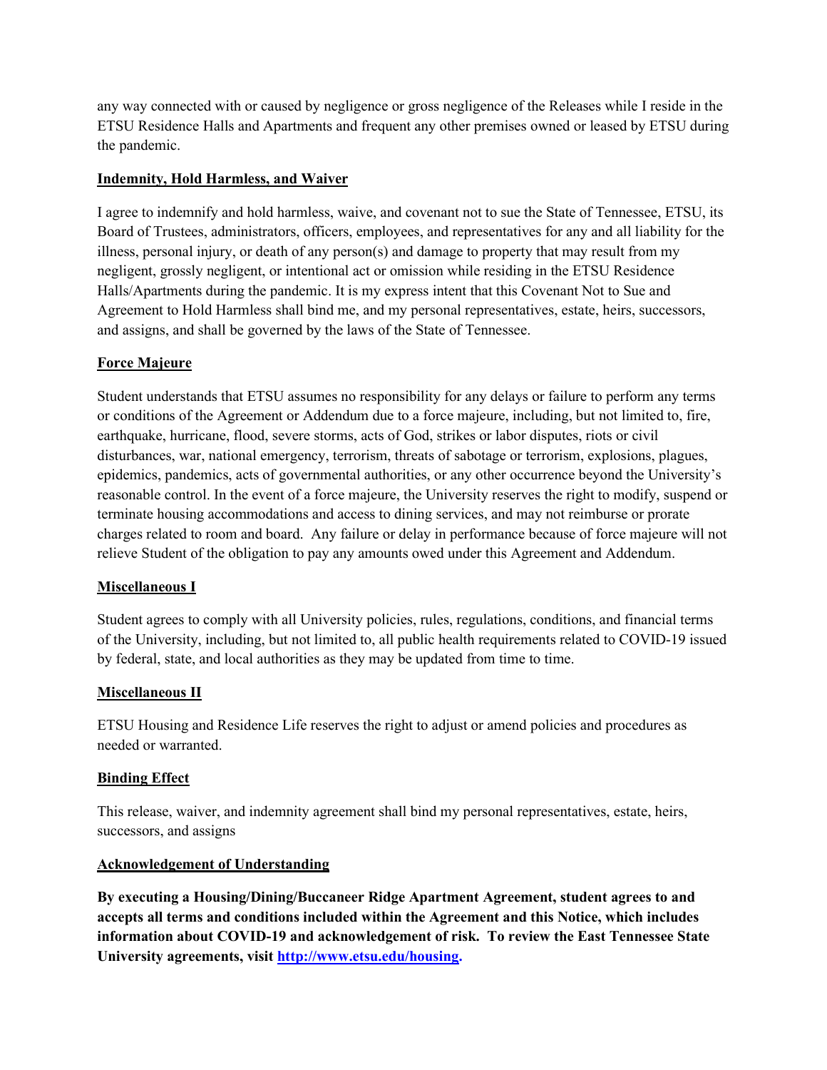any way connected with or caused by negligence or gross negligence of the Releases while I reside in the ETSU Residence Halls and Apartments and frequent any other premises owned or leased by ETSU during the pandemic.

**Indemnity, Hold Harmless, and Waiver**

I agree to indemnify and hold harmless, waive, and covenant not to sue the State of Tennessee, ETSU, its Board of Trustees, administrators, officers, employees, and representatives for any and all liability for the illness, personal injury, or death of any person(s) and damage to property that may result from my negligent, grossly negligent, or intentional act or omission while residing in the ETSU Residence Halls/Apartments during the pandemic. It is my express intent that this Covenant Not to Sue and Agreement to Hold Harmless shall bind me, and my personal representatives, estate, heirs, successors, and assigns, and shall be governed by the laws of the State of Tennessee.

**Force Majeure**

Student understands that ETSU assumes no responsibility for any delays or failure to perform any terms or conditions of the Agreement or Addendum due to a force majeure, including, but not limited to, fire, earthquake, hurricane, flood, severe storms, acts of God, strikes or labor disputes, riots or civil disturbances, war, national emergency, terrorism, threats of sabotage or terrorism, explosions, plagues, epidemics, pandemics, acts of governmental authorities, or any other occurrence beyond the University's reasonable control. In the event of a force majeure, the University reserves the right to modify, suspend or terminate housing accommodations and access to dining services, and may not reimburse or prorate charges related to room and board. Any failure or delay in performance because of force majeure will not relieve Student of the obligation to pay any amounts owed under this Agreement and Addendum.

**Miscellaneous I**

Student agrees to comply with all University policies, rules, regulations, conditions, and financial terms of the University, including, but not limited to, all public health requirements related to COVID-19 issued by federal, state, and local authorities as they may be updated from time to time.

**Miscellaneous II**

ETSU Housing and Residence Life reserves the right to adjust or amend policies and procedures as needed or warranted.

**Binding Effect**

This release, waiver, and indemnity agreement shall bind my personal representatives, estate, heirs, successors, and assigns

**Acknowledgement of Understanding**

**By executing a Housing/Dining/Buccaneer Ridge Apartment Agreement, student agrees to and accepts all terms and conditions included within the Agreement and this Notice, which includes information about COVID-19 and acknowledgement of risk. To review the East Tennessee State University agreements, visit [http://www.etsu.edu/housing](http://www.etsu.edu/housing).**